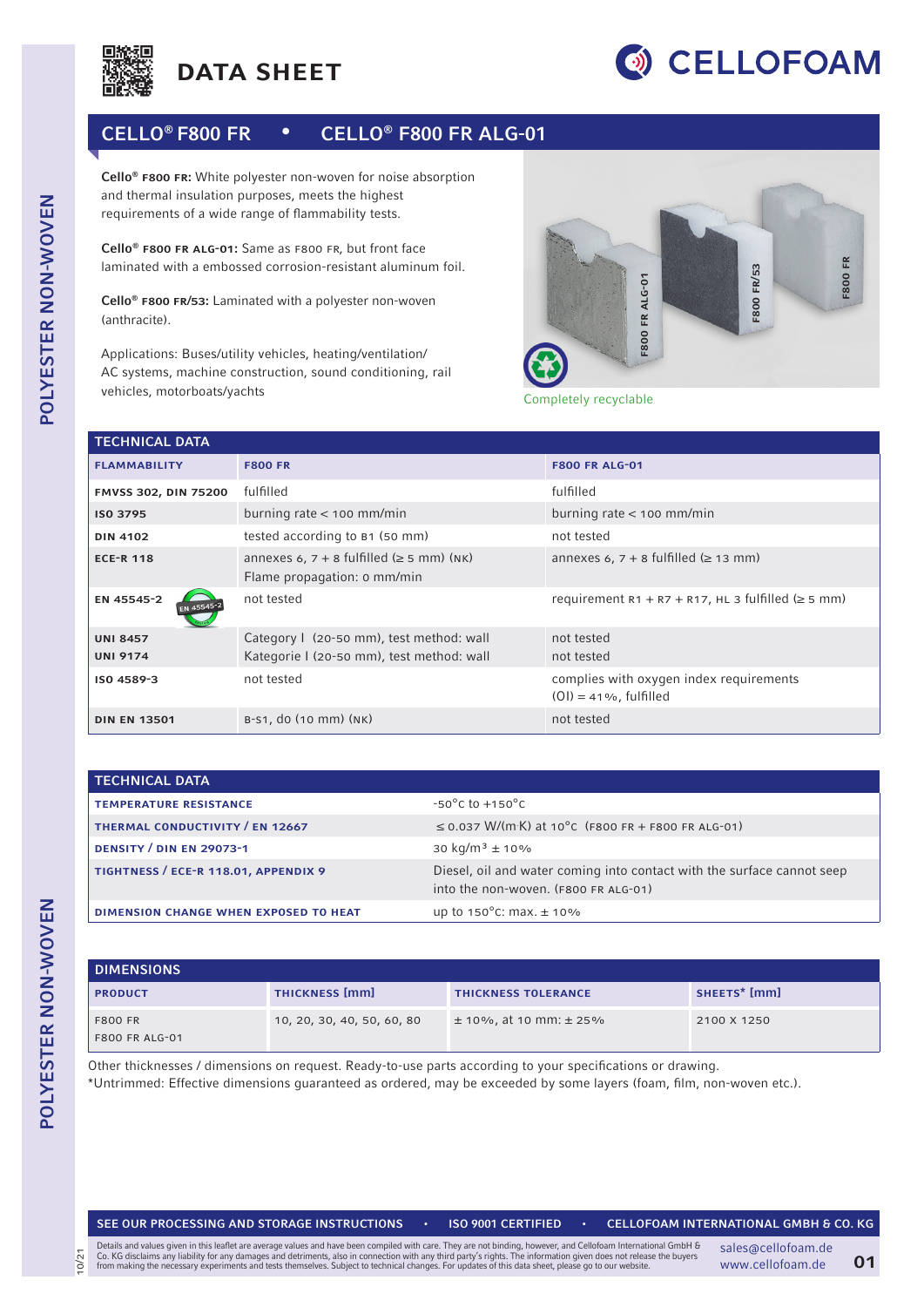# DATA SHEET

CELLOFOAM

## CELLO® F800 FR • CELLO® F800 FR ALG-01

**Cello® F800 FR:** White polyester non-woven for noise absorption and thermal insulation purposes, meets the highest requirements of a wide range of flammability tests.

**Cello® F800 FR ALG-01:** Same as F800 FR, but front face laminated with a embossed corrosion-resistant aluminum foil.

**Cello® F800 FR/53:** Laminated with a polyester non-woven (anthracite).

Applications: Buses/utility vehicles, heating/ventilation/ AC systems, machine construction, sound conditioning, rail vehicles, motorboats/yachts

Completely recyclable

### TECHNICAL DATA

| FLAMMABILITY | F800 FR | F800 FR ALG-01 |
|---|---|---|
| FMVSS 302, DIN 75200 | fulfilled | fulfilled |
| ISO 3795 | burning rate < 100 mm/min | burning rate < 100 mm/min |
| DIN 4102 | tested according to B1 (50 mm) | not tested |
| ECE-R 118 | annexes 6, 7 + 8 fulfilled (≥ 5 mm) (NK) Flame propagation: 0 mm/min | annexes 6, 7 + 8 fulfilled (≥ 13 mm) |
| EN 45545-2 | not tested | requirement R1 + R7 + R17, HL 3 fulfilled (≥ 5 mm) |
| UNI 8457 | Category I (20-50 mm), test method: wall | not tested |
| UNI 9174 | Kategorie I (20-50 mm), test method: wall | not tested |
| ISO 4589-3 | not tested | complies with oxygen index requirements (OI) = 41%, fulfilled |
| DIN EN 13501 | B-s1, d0 (10 mm) (NK) | not tested |

### TECHNICAL DATA

| | |
|---|---|
| TEMPERATURE RESISTANCE | -50°C to +150°C |
| THERMAL CONDUCTIVITY / EN 12667 | ≤ 0.037 W/(m K) at 10°C (F800 FR + F800 FR ALG-01) |
| DENSITY / DIN EN 29073-1 | 30 kg/m³ ± 10% |
| TIGHTNESS / ECE-R 118.01, APPENDIX 9 | Diesel, oil and water coming into contact with the surface cannot seep into the non-woven. (F800 FR ALG-01) |
| DIMENSION CHANGE WHEN EXPOSED TO HEAT | up to 150°C: max. ± 10% |

### DIMENSIONS

| PRODUCT | THICKNESS [mm] | THICKNESS TOLERANCE | SHEETS* [mm] |
|---|---|---|---|
| F800 FR<br>F800 FR ALG-01 | 10, 20, 30, 40, 50, 60, 80 | ± 10%, at 10 mm: ± 25% | 2100 X 1250 |

Other thicknesses / dimensions on request. Ready-to-use parts according to your specifications or drawing.
*Untrimmed: Effective dimensions guaranteed as ordered, may be exceeded by some layers (foam, film, non-woven etc.).

SEE OUR PROCESSING AND STORAGE INSTRUCTIONS • ISO 9001 CERTIFIED • CELLOFOAM INTERNATIONAL GMBH & CO. KG

Details and values given in this leaflet are average values and have been compiled with care. They are not binding, however, and Cellofoam International GmbH & Co. KG disclaims any liability for any damages and detriments, also in connection with any third party's rights. The information given does not release the buyers from making the necessary experiments and tests themselves. Subject to technical changes. For updates of this data sheet, please go to our website.

sales@cellofoam.de
www.cellofoam.de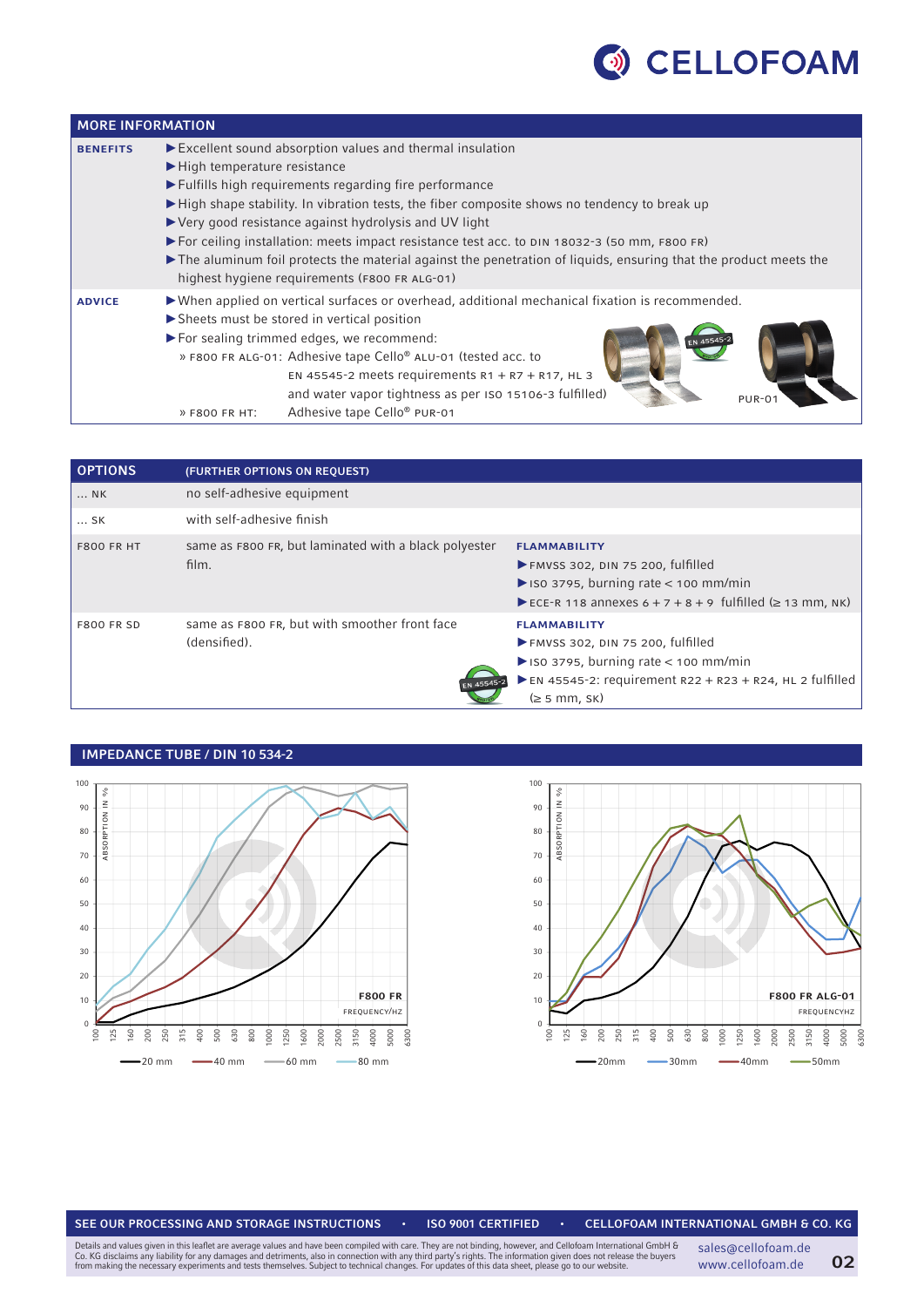## MORE INFORMATION

| | |
|---|---|
| **BENEFITS** | ►Excellent sound absorption values and thermal insulation<br>►High temperature resistance<br>►Fulfills high requirements regarding fire performance<br>►High shape stability. In vibration tests, the fiber composite shows no tendency to break up<br>►Very good resistance against hydrolysis and UV light<br>►For ceiling installation: meets impact resistance test acc. to DIN 18032-3 (50 mm, F800 FR)<br>►The aluminum foil protects the material against the penetration of liquids, ensuring that the product meets the highest hygiene requirements (F800 FR ALG-01) |
| **ADVICE** | ►When applied on vertical surfaces or overhead, additional mechanical fixation is recommended.<br>►Sheets must be stored in vertical position<br>►For sealing trimmed edges, we recommend:<br>» F800 FR ALG-01: Adhesive tape Cello® ALU-01 (tested acc. to EN 45545-2 meets requirements R1 + R7 + R17, HL 3 and water vapor tightness as per ISO 15106-3 fulfilled)<br>» F800 FR HT: Adhesive tape Cello® PUR-01 |

EN 45545-2

PUR-01

## OPTIONS

| OPTIONS | (FURTHER OPTIONS ON REQUEST) | |
|---|---|---|
| … NK | no self-adhesive equipment | |
| … SK | with self-adhesive finish | |
| F800 FR HT | same as F800 FR, but laminated with a black polyester film. | **FLAMMABILITY**<br>►FMVSS 302, DIN 75 200, fulfilled<br>►ISO 3795, burning rate < 100 mm/min<br>►ECE-R 118 annexes 6 + 7 + 8 + 9 fulfilled (≥ 13 mm, NK) |
| F800 FR SD | same as F800 FR, but with smoother front face (densified).<br>EN 45545-2 | **FLAMMABILITY**<br>►FMVSS 302, DIN 75 200, fulfilled<br>►ISO 3795, burning rate < 100 mm/min<br>►EN 45545-2: requirement R22 + R23 + R24, HL 2 fulfilled (≥ 5 mm, SK) |

## IMPEDANCE TUBE / DIN 10 534-2

ABSORPTION IN %

0, 10, 20, 30, 40, 50, 60, 70, 80, 90, 100

100, 125, 160, 200, 250, 315, 400, 500, 630, 800, 1000, 1250, 1600, 2000, 2500, 3150, 4000, 5000, 6300

F800 FR

FREQUENCY/HZ

20 mm, 40 mm, 60 mm, 80 mm

ABSORPTION IN %

0, 10, 20, 30, 40, 50, 60, 70, 80, 90, 100

100, 125, 160, 200, 250, 315, 400, 500, 630, 800, 1000, 1250, 1600, 2000, 2500, 3150, 4000, 5000, 6300

F800 FR ALG-01

FREQUENCYHZ

20mm, 30mm, 40mm, 50mm

SEE OUR PROCESSING AND STORAGE INSTRUCTIONS • ISO 9001 CERTIFIED • CELLOFOAM INTERNATIONAL GMBH & CO. KG

Details and values given in this leaflet are average values and have been compiled with care. They are not binding, however, and Cellofoam International GmbH & Co. KG disclaims any liability for any damages and detriments, also in connection with any third party's rights. The information given does not release the buyers from making the necessary experiments and tests themselves. Subject to technical changes. For updates of this data sheet, please go to our website.

sales@cellofoam.de
www.cellofoam.de